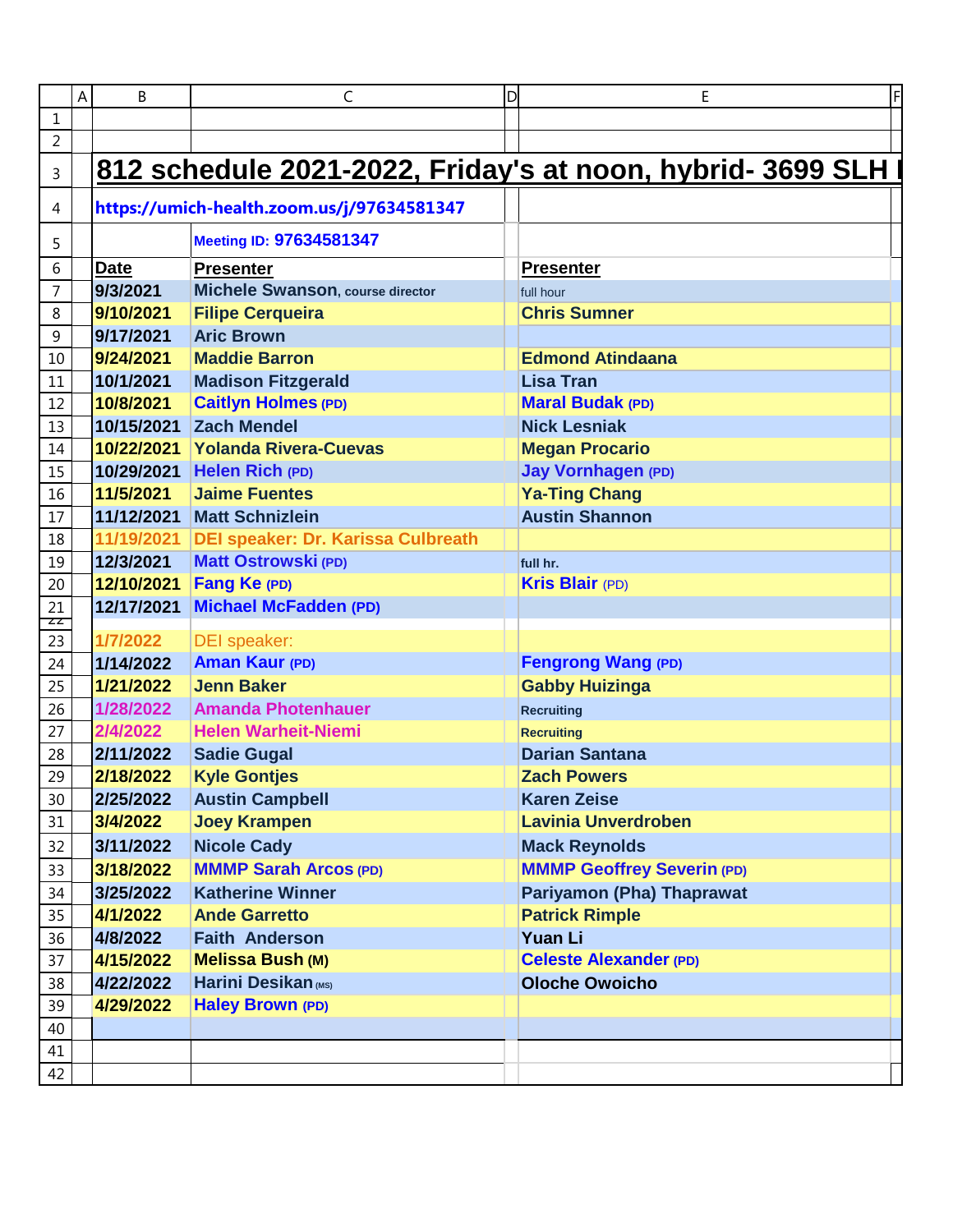# 812 schedule 2021-2022, Friday's at noon, hybrid- 3699 SLH I

**https://umich-health.zoom.us/j/97634581347**

Meeting ID: 97634581347

| Date | Presenter | Presenter |
|---|---|---|
| 9/3/2021 | Michele Swanson, course director | full hour |
| 9/10/2021 | Filipe Cerqueira | Chris Sumner |
| 9/17/2021 | Aric Brown | |
| 9/24/2021 | Maddie Barron | Edmond Atindaana |
| 10/1/2021 | Madison Fitzgerald | Lisa Tran |
| 10/8/2021 | Caitlyn Holmes (PD) | Maral Budak (PD) |
| 10/15/2021 | Zach Mendel | Nick Lesniak |
| 10/22/2021 | Yolanda Rivera-Cuevas | Megan Procario |
| 10/29/2021 | Helen Rich (PD) | Jay Vornhagen (PD) |
| 11/5/2021 | Jaime Fuentes | Ya-Ting Chang |
| 11/12/2021 | Matt Schnizlein | Austin Shannon |
| 11/19/2021 | DEI speaker: Dr. Karissa Culbreath | |
| 12/3/2021 | Matt Ostrowski (PD) | full hr. |
| 12/10/2021 | Fang Ke (PD) | Kris Blair (PD) |
| 12/17/2021 | Michael McFadden (PD) | |
| | | |
| 1/7/2022 | DEI speaker: | |
| 1/14/2022 | Aman Kaur (PD) | Fengrong Wang (PD) |
| 1/21/2022 | Jenn Baker | Gabby Huizinga |
| 1/28/2022 | Amanda Photenhauer | Recruiting |
| 2/4/2022 | Helen Warheit-Niemi | Recruiting |
| 2/11/2022 | Sadie Gugal | Darian Santana |
| 2/18/2022 | Kyle Gontjes | Zach Powers |
| 2/25/2022 | Austin Campbell | Karen Zeise |
| 3/4/2022 | Joey Krampen | Lavinia Unverdroben |
| 3/11/2022 | Nicole Cady | Mack Reynolds |
| 3/18/2022 | MMMP Sarah Arcos (PD) | MMMP Geoffrey Severin (PD) |
| 3/25/2022 | Katherine Winner | Pariyamon (Pha) Thaprawat |
| 4/1/2022 | Ande Garretto | Patrick Rimple |
| 4/8/2022 | Faith Anderson | Yuan Li |
| 4/15/2022 | Melissa Bush (M) | Celeste Alexander (PD) |
| 4/22/2022 | Harini Desikan (MS) | Oloche Owoicho |
| 4/29/2022 | Haley Brown (PD) | |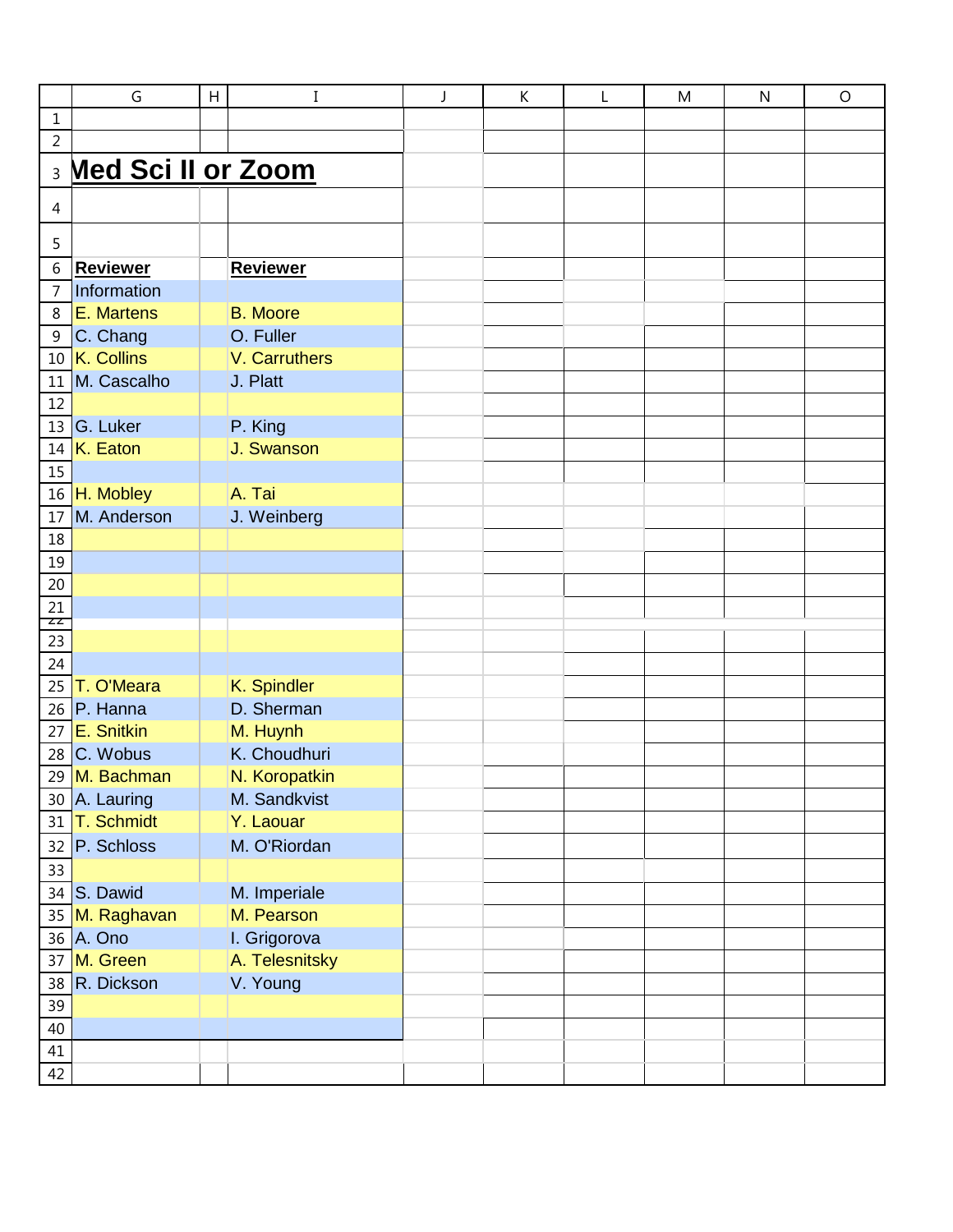## Med Sci II or Zoom

| **Reviewer** | **Reviewer** |
|---|---|
| Information | |
| E. Martens | B. Moore |
| C. Chang | O. Fuller |
| K. Collins | V. Carruthers |
| M. Cascalho | J. Platt |
| | |
| G. Luker | P. King |
| K. Eaton | J. Swanson |
| | |
| H. Mobley | A. Tai |
| M. Anderson | J. Weinberg |
| | |
| | |
| | |
| | |
| | |
| | |
| T. O'Meara | K. Spindler |
| P. Hanna | D. Sherman |
| E. Snitkin | M. Huynh |
| C. Wobus | K. Choudhuri |
| M. Bachman | N. Koropatkin |
| A. Lauring | M. Sandkvist |
| T. Schmidt | Y. Laouar |
| P. Schloss | M. O'Riordan |
| | |
| S. Dawid | M. Imperiale |
| M. Raghavan | M. Pearson |
| A. Ono | I. Grigorova |
| M. Green | A. Telesnitsky |
| R. Dickson | V. Young |
| | |
| | |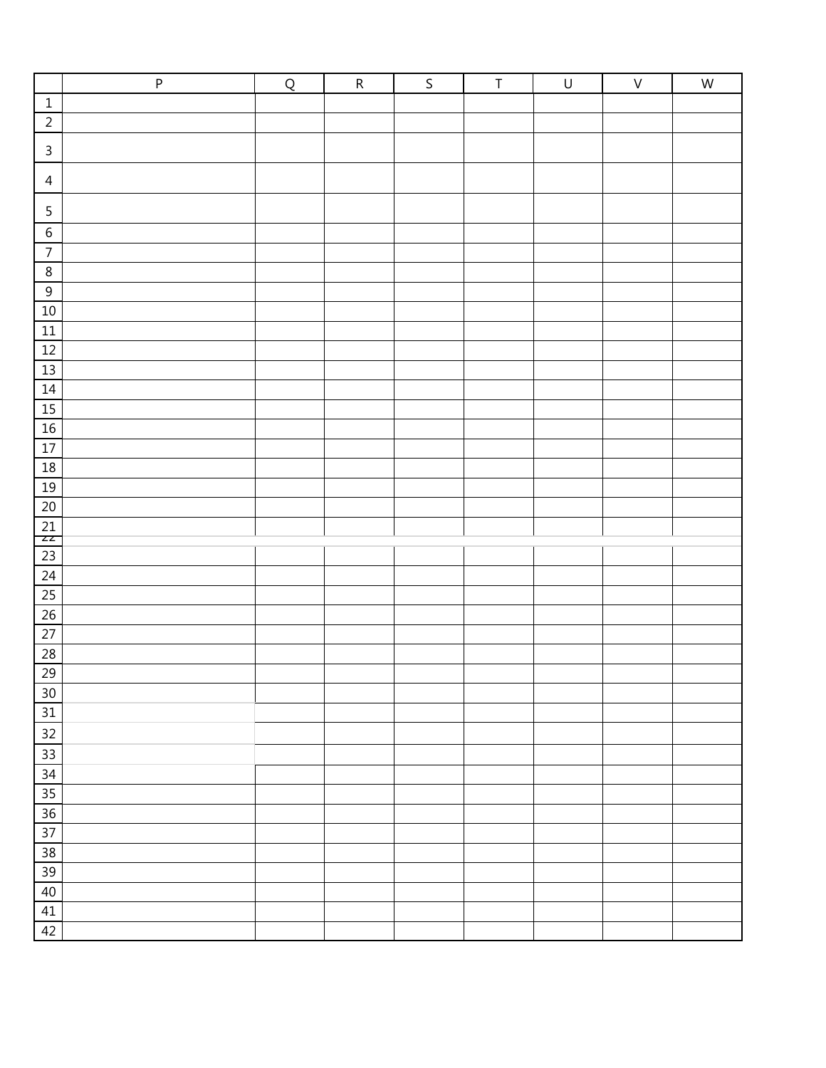| | P | Q | R | S | T | U | V | W |
|---|---|---|---|---|---|---|---|---|
| 1 | | | | | | | | |
| 2 | | | | | | | | |
| 3 | | | | | | | | |
| 4 | | | | | | | | |
| 5 | | | | | | | | |
| 6 | | | | | | | | |
| 7 | | | | | | | | |
| 8 | | | | | | | | |
| 9 | | | | | | | | |
| 10 | | | | | | | | |
| 11 | | | | | | | | |
| 12 | | | | | | | | |
| 13 | | | | | | | | |
| 14 | | | | | | | | |
| 15 | | | | | | | | |
| 16 | | | | | | | | |
| 17 | | | | | | | | |
| 18 | | | | | | | | |
| 19 | | | | | | | | |
| 20 | | | | | | | | |
| 21 | | | | | | | | |
| 22 | | | | | | | | |
| 23 | | | | | | | | |
| 24 | | | | | | | | |
| 25 | | | | | | | | |
| 26 | | | | | | | | |
| 27 | | | | | | | | |
| 28 | | | | | | | | |
| 29 | | | | | | | | |
| 30 | | | | | | | | |
| 31 | | | | | | | | |
| 32 | | | | | | | | |
| 33 | | | | | | | | |
| 34 | | | | | | | | |
| 35 | | | | | | | | |
| 36 | | | | | | | | |
| 37 | | | | | | | | |
| 38 | | | | | | | | |
| 39 | | | | | | | | |
| 40 | | | | | | | | |
| 41 | | | | | | | | |
| 42 | | | | | | | | |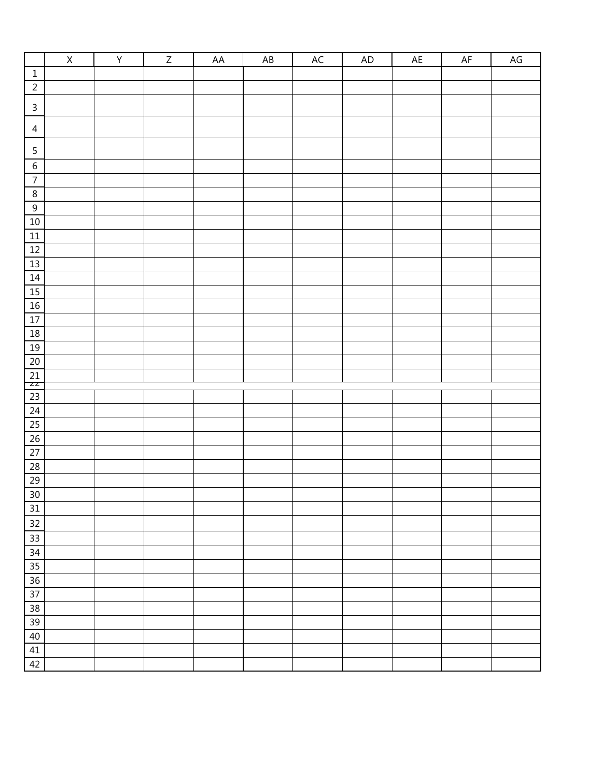| | X | Y | Z | AA | AB | AC | AD | AE | AF | AG |
|---|---|---|---|---|---|---|---|---|---|---|
| 1 | | | | | | | | | | |
| 2 | | | | | | | | | | |
| 3 | | | | | | | | | | |
| 4 | | | | | | | | | | |
| 5 | | | | | | | | | | |
| 6 | | | | | | | | | | |
| 7 | | | | | | | | | | |
| 8 | | | | | | | | | | |
| 9 | | | | | | | | | | |
| 10 | | | | | | | | | | |
| 11 | | | | | | | | | | |
| 12 | | | | | | | | | | |
| 13 | | | | | | | | | | |
| 14 | | | | | | | | | | |
| 15 | | | | | | | | | | |
| 16 | | | | | | | | | | |
| 17 | | | | | | | | | | |
| 18 | | | | | | | | | | |
| 19 | | | | | | | | | | |
| 20 | | | | | | | | | | |
| 21 | | | | | | | | | | |
| 22 | | | | | | | | | | |
| 23 | | | | | | | | | | |
| 24 | | | | | | | | | | |
| 25 | | | | | | | | | | |
| 26 | | | | | | | | | | |
| 27 | | | | | | | | | | |
| 28 | | | | | | | | | | |
| 29 | | | | | | | | | | |
| 30 | | | | | | | | | | |
| 31 | | | | | | | | | | |
| 32 | | | | | | | | | | |
| 33 | | | | | | | | | | |
| 34 | | | | | | | | | | |
| 35 | | | | | | | | | | |
| 36 | | | | | | | | | | |
| 37 | | | | | | | | | | |
| 38 | | | | | | | | | | |
| 39 | | | | | | | | | | |
| 40 | | | | | | | | | | |
| 41 | | | | | | | | | | |
| 42 | | | | | | | | | | |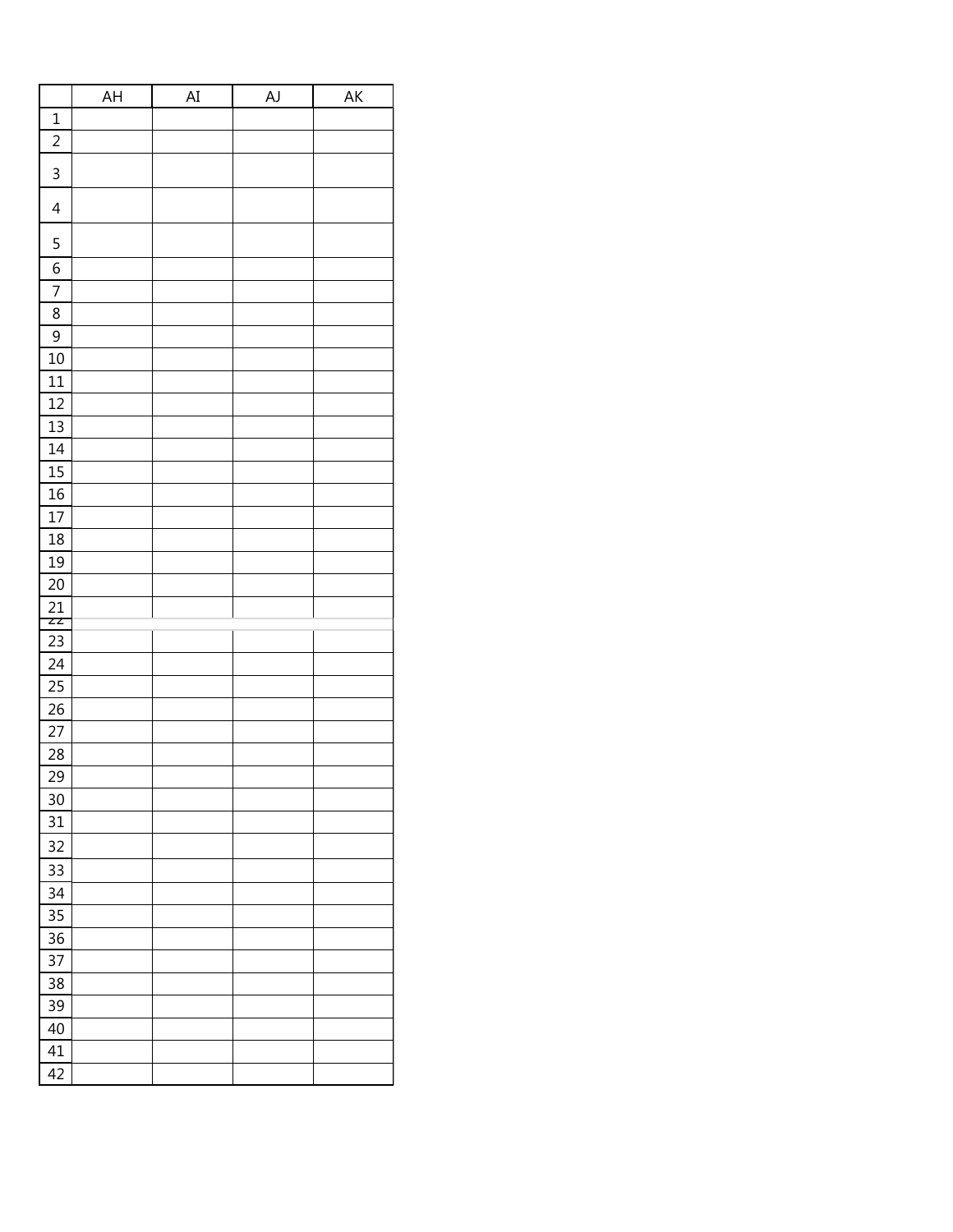| | AH | AI | AJ | AK |
|---|---|---|---|---|
| 1 | | | | |
| 2 | | | | |
| 3 | | | | |
| 4 | | | | |
| 5 | | | | |
| 6 | | | | |
| 7 | | | | |
| 8 | | | | |
| 9 | | | | |
| 10 | | | | |
| 11 | | | | |
| 12 | | | | |
| 13 | | | | |
| 14 | | | | |
| 15 | | | | |
| 16 | | | | |
| 17 | | | | |
| 18 | | | | |
| 19 | | | | |
| 20 | | | | |
| 21 | | | | |
| 22 | | | | |
| 23 | | | | |
| 24 | | | | |
| 25 | | | | |
| 26 | | | | |
| 27 | | | | |
| 28 | | | | |
| 29 | | | | |
| 30 | | | | |
| 31 | | | | |
| 32 | | | | |
| 33 | | | | |
| 34 | | | | |
| 35 | | | | |
| 36 | | | | |
| 37 | | | | |
| 38 | | | | |
| 39 | | | | |
| 40 | | | | |
| 41 | | | | |
| 42 | | | | |